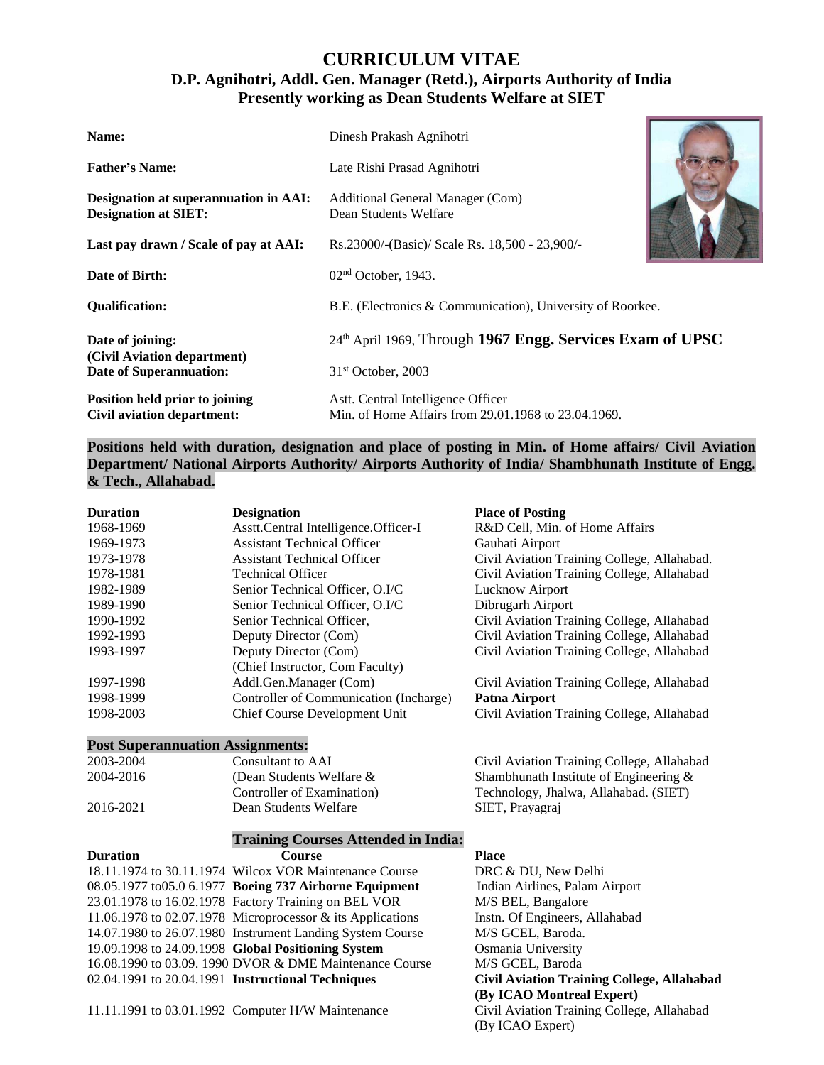# CURRICULUM VITAE

## D.P. Agnihotri, Addl. Gen. Manager (Retd.), Airports Authority of India
## Presently working as Dean Students Welfare at SIET

| | |
|---|---|
| **Name:** | Dinesh Prakash Agnihotri |
| **Father's Name:** | Late Rishi Prasad Agnihotri |
| **Designation at superannuation in AAI:** | Additional General Manager (Com) |
| **Designation at SIET:** | Dean Students Welfare |
| **Last pay drawn / Scale of pay at AAI:** | Rs.23000/-(Basic)/ Scale Rs. 18,500 - 23,900/- |
| **Date of Birth:** | 02nd October, 1943. |
| **Qualification:** | B.E. (Electronics & Communication), University of Roorkee. |
| **Date of joining: (Civil Aviation department)** | 24th April 1969, Through **1967 Engg. Services Exam of UPSC** |
| **Date of Superannuation:** | 31st October, 2003 |
| **Position held prior to joining Civil aviation department:** | Astt. Central Intelligence Officer Min. of Home Affairs from 29.01.1968 to 23.04.1969. |

**Positions held with duration, designation and place of posting in Min. of Home affairs/ Civil Aviation Department/ National Airports Authority/ Airports Authority of India/ Shambhunath Institute of Engg. & Tech., Allahabad.**

| Duration | Designation | Place of Posting |
|---|---|---|
| 1968-1969 | Asstt.Central Intelligence.Officer-I | R&D Cell, Min. of Home Affairs |
| 1969-1973 | Assistant Technical Officer | Gauhati Airport |
| 1973-1978 | Assistant Technical Officer | Civil Aviation Training College, Allahabad. |
| 1978-1981 | Technical Officer | Civil Aviation Training College, Allahabad |
| 1982-1989 | Senior Technical Officer, O.I/C | Lucknow Airport |
| 1989-1990 | Senior Technical Officer, O.I/C | Dibrugarh Airport |
| 1990-1992 | Senior Technical Officer, | Civil Aviation Training College, Allahabad |
| 1992-1993 | Deputy Director (Com) | Civil Aviation Training College, Allahabad |
| 1993-1997 | Deputy Director (Com) (Chief Instructor, Com Faculty) | Civil Aviation Training College, Allahabad |
| 1997-1998 | Addl.Gen.Manager (Com) | Civil Aviation Training College, Allahabad |
| 1998-1999 | Controller of Communication (Incharge) | **Patna Airport** |
| 1998-2003 | Chief Course Development Unit | Civil Aviation Training College, Allahabad |

**Post Superannuation Assignments:**

| | | |
|---|---|---|
| 2003-2004 | Consultant to AAI | Civil Aviation Training College, Allahabad |
| 2004-2016 | (Dean Students Welfare & Controller of Examination) | Shambhunath Institute of Engineering & Technology, Jhalwa, Allahabad. (SIET) |
| 2016-2021 | Dean Students Welfare | SIET, Prayagraj |

**Training Courses Attended in India:**

| Duration | Course | Place |
|---|---|---|
| 18.11.1974 to 30.11.1974 | Wilcox VOR Maintenance Course | DRC & DU, New Delhi |
| 08.05.1977 to05.0 6.1977 | **Boeing 737 Airborne Equipment** | Indian Airlines, Palam Airport |
| 23.01.1978 to 16.02.1978 | Factory Training on BEL VOR | M/S BEL, Bangalore |
| 11.06.1978 to 02.07.1978 | Microprocessor & its Applications | Instn. Of Engineers, Allahabad |
| 14.07.1980 to 26.07.1980 | Instrument Landing System Course | M/S GCEL, Baroda. |
| 19.09.1998 to 24.09.1998 | **Global Positioning System** | Osmania University |
| 16.08.1990 to 03.09. 1990 | DVOR & DME Maintenance Course | M/S GCEL, Baroda |
| 02.04.1991 to 20.04.1991 | **Instructional Techniques** | **Civil Aviation Training College, Allahabad (By ICAO Montreal Expert)** |
| 11.11.1991 to 03.01.1992 | Computer H/W Maintenance | Civil Aviation Training College, Allahabad (By ICAO Expert) |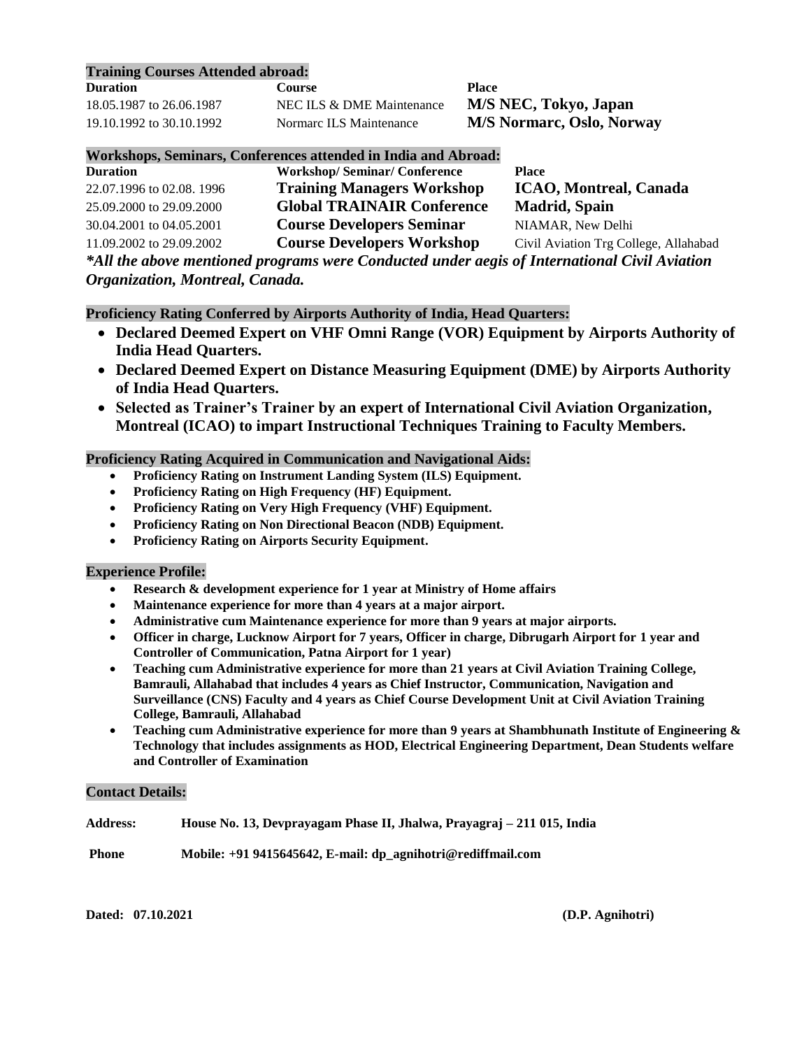**Training Courses Attended abroad:**

| Duration | Course | Place |
| --- | --- | --- |
| 18.05.1987 to 26.06.1987 | NEC ILS & DME Maintenance | **M/S NEC, Tokyo, Japan** |
| 19.10.1992 to 30.10.1992 | Normarc ILS Maintenance | **M/S Normarc, Oslo, Norway** |

**Workshops, Seminars, Conferences attended in India and Abroad:**

| Duration | Workshop/ Seminar/ Conference | Place |
| --- | --- | --- |
| 22.07.1996 to 02.08. 1996 | **Training Managers Workshop** | **ICAO, Montreal, Canada** |
| 25.09.2000 to 29.09.2000 | **Global TRAINAIR Conference** | **Madrid, Spain** |
| 30.04.2001 to 04.05.2001 | **Course Developers Seminar** | NIAMAR, New Delhi |
| 11.09.2002 to 29.09.2002 | **Course Developers Workshop** | Civil Aviation Trg College, Allahabad |

***All the above mentioned programs were Conducted under aegis of International Civil Aviation Organization, Montreal, Canada.***

**Proficiency Rating Conferred by Airports Authority of India, Head Quarters:**

- **Declared Deemed Expert on VHF Omni Range (VOR) Equipment by Airports Authority of India Head Quarters.**
- **Declared Deemed Expert on Distance Measuring Equipment (DME) by Airports Authority of India Head Quarters.**
- **Selected as Trainer's Trainer by an expert of International Civil Aviation Organization, Montreal (ICAO) to impart Instructional Techniques Training to Faculty Members.**

**Proficiency Rating Acquired in Communication and Navigational Aids:**

- **Proficiency Rating on Instrument Landing System (ILS) Equipment.**
- **Proficiency Rating on High Frequency (HF) Equipment.**
- **Proficiency Rating on Very High Frequency (VHF) Equipment.**
- **Proficiency Rating on Non Directional Beacon (NDB) Equipment.**
- **Proficiency Rating on Airports Security Equipment.**

**Experience Profile:**

- **Research & development experience for 1 year at Ministry of Home affairs**
- **Maintenance experience for more than 4 years at a major airport.**
- **Administrative cum Maintenance experience for more than 9 years at major airports.**
- **Officer in charge, Lucknow Airport for 7 years, Officer in charge, Dibrugarh Airport for 1 year and Controller of Communication, Patna Airport for 1 year)**
- **Teaching cum Administrative experience for more than 21 years at Civil Aviation Training College, Bamrauli, Allahabad that includes 4 years as Chief Instructor, Communication, Navigation and Surveillance (CNS) Faculty and 4 years as Chief Course Development Unit at Civil Aviation Training College, Bamrauli, Allahabad**
- **Teaching cum Administrative experience for more than 9 years at Shambhunath Institute of Engineering & Technology that includes assignments as HOD, Electrical Engineering Department, Dean Students welfare and Controller of Examination**

**Contact Details:**

**Address:** **House No. 13, Devprayagam Phase II, Jhalwa, Prayagraj – 211 015, India**

**Phone** **Mobile: +91 9415645642, E-mail: dp_agnihotri@rediffmail.com**

**Dated: 07.10.2021** **(D.P. Agnihotri)**